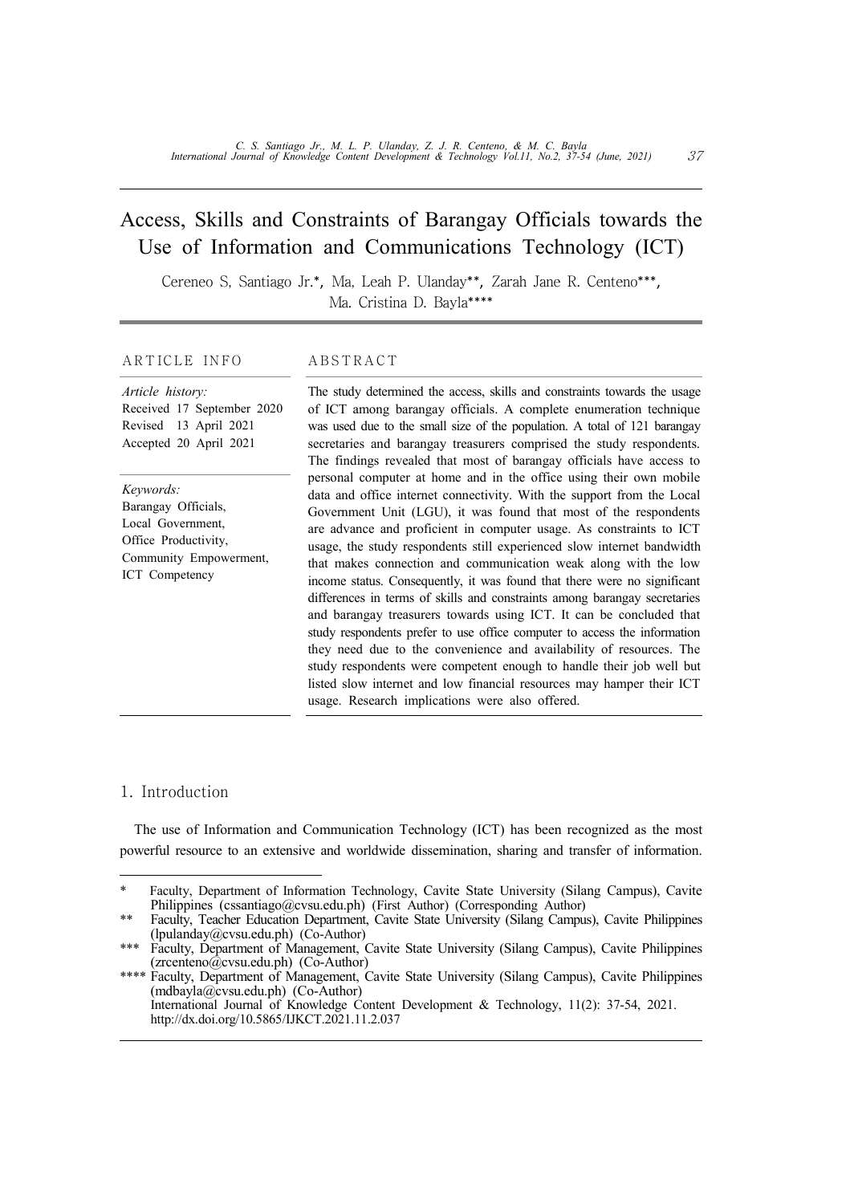# Access, Skills and Constraints of Barangay Officials towards the Use of Information and Communications Technology (ICT)

Cereneo S, Santiago Jr.*, Ma, Leah P. Ulanday**, Zarah Jane R. Centeno***, Ma. Cristina D. Bayla****

## ARTICLE INFO

*Article history:*
Received 17 September 2020
Revised 13 April 2021
Accepted 20 April 2021

*Keywords:*
Barangay Officials,
Local Government,
Office Productivity,
Community Empowerment,
ICT Competency

## ABSTRACT

The study determined the access, skills and constraints towards the usage of ICT among barangay officials. A complete enumeration technique was used due to the small size of the population. A total of 121 barangay secretaries and barangay treasurers comprised the study respondents. The findings revealed that most of barangay officials have access to personal computer at home and in the office using their own mobile data and office internet connectivity. With the support from the Local Government Unit (LGU), it was found that most of the respondents are advance and proficient in computer usage. As constraints to ICT usage, the study respondents still experienced slow internet bandwidth that makes connection and communication weak along with the low income status. Consequently, it was found that there were no significant differences in terms of skills and constraints among barangay secretaries and barangay treasurers towards using ICT. It can be concluded that study respondents prefer to use office computer to access the information they need due to the convenience and availability of resources. The study respondents were competent enough to handle their job well but listed slow internet and low financial resources may hamper their ICT usage. Research implications were also offered.

## 1. Introduction

The use of Information and Communication Technology (ICT) has been recognized as the most powerful resource to an extensive and worldwide dissemination, sharing and transfer of information.

---

\* Faculty, Department of Information Technology, Cavite State University (Silang Campus), Cavite Philippines (cssantiago@cvsu.edu.ph) (First Author) (Corresponding Author)

** Faculty, Teacher Education Department, Cavite State University (Silang Campus), Cavite Philippines (lpulanday@cvsu.edu.ph) (Co-Author)

*** Faculty, Department of Management, Cavite State University (Silang Campus), Cavite Philippines (zrcenteno@cvsu.edu.ph) (Co-Author)

**** Faculty, Department of Management, Cavite State University (Silang Campus), Cavite Philippines (mdbayla@cvsu.edu.ph) (Co-Author)

International Journal of Knowledge Content Development & Technology, 11(2): 37-54, 2021.
http://dx.doi.org/10.5865/IJKCT.2021.11.2.037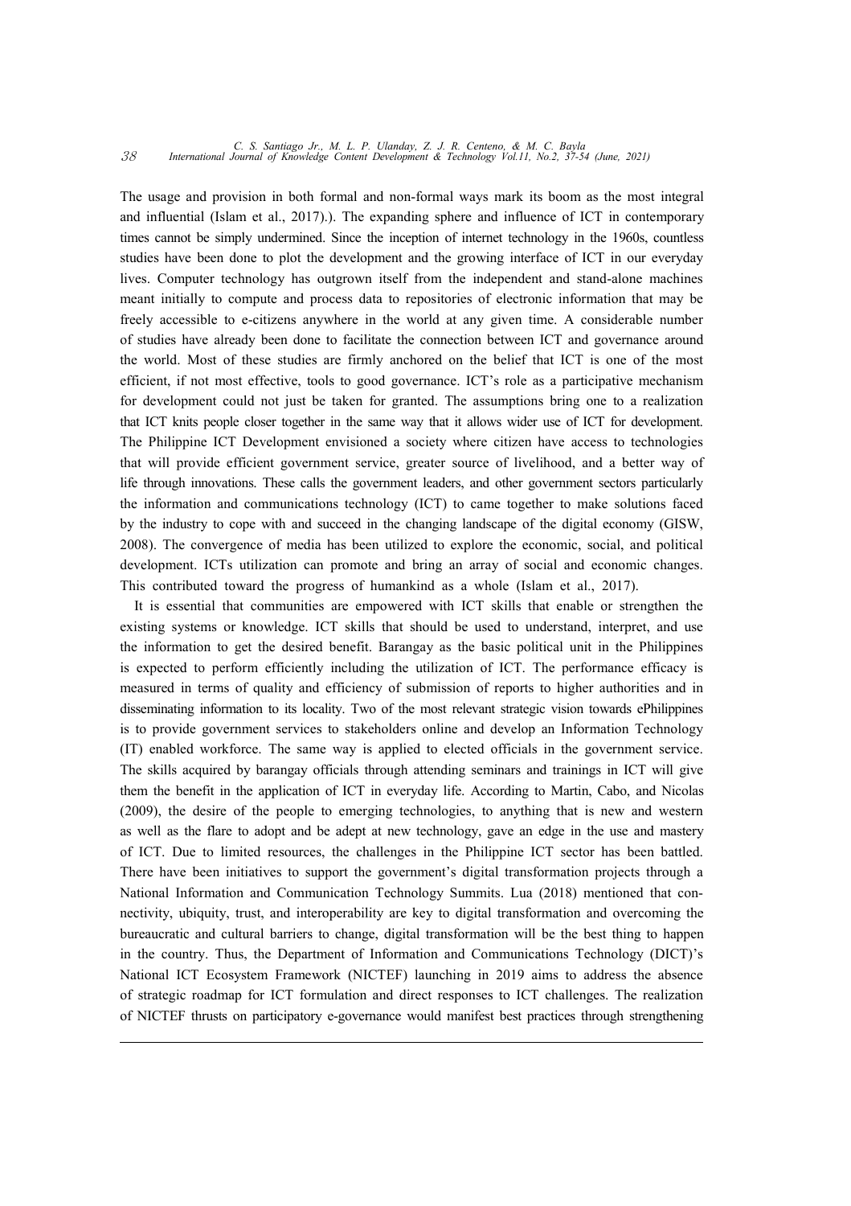The usage and provision in both formal and non-formal ways mark its boom as the most integral and influential (Islam et al., 2017).). The expanding sphere and influence of ICT in contemporary times cannot be simply undermined. Since the inception of internet technology in the 1960s, countless studies have been done to plot the development and the growing interface of ICT in our everyday lives. Computer technology has outgrown itself from the independent and stand-alone machines meant initially to compute and process data to repositories of electronic information that may be freely accessible to e-citizens anywhere in the world at any given time. A considerable number of studies have already been done to facilitate the connection between ICT and governance around the world. Most of these studies are firmly anchored on the belief that ICT is one of the most efficient, if not most effective, tools to good governance. ICT's role as a participative mechanism for development could not just be taken for granted. The assumptions bring one to a realization that ICT knits people closer together in the same way that it allows wider use of ICT for development. The Philippine ICT Development envisioned a society where citizen have access to technologies that will provide efficient government service, greater source of livelihood, and a better way of life through innovations. These calls the government leaders, and other government sectors particularly the information and communications technology (ICT) to came together to make solutions faced by the industry to cope with and succeed in the changing landscape of the digital economy (GISW, 2008). The convergence of media has been utilized to explore the economic, social, and political development. ICTs utilization can promote and bring an array of social and economic changes. This contributed toward the progress of humankind as a whole (Islam et al., 2017).

It is essential that communities are empowered with ICT skills that enable or strengthen the existing systems or knowledge. ICT skills that should be used to understand, interpret, and use the information to get the desired benefit. Barangay as the basic political unit in the Philippines is expected to perform efficiently including the utilization of ICT. The performance efficacy is measured in terms of quality and efficiency of submission of reports to higher authorities and in disseminating information to its locality. Two of the most relevant strategic vision towards ePhilippines is to provide government services to stakeholders online and develop an Information Technology (IT) enabled workforce. The same way is applied to elected officials in the government service. The skills acquired by barangay officials through attending seminars and trainings in ICT will give them the benefit in the application of ICT in everyday life. According to Martin, Cabo, and Nicolas (2009), the desire of the people to emerging technologies, to anything that is new and western as well as the flare to adopt and be adept at new technology, gave an edge in the use and mastery of ICT. Due to limited resources, the challenges in the Philippine ICT sector has been battled. There have been initiatives to support the government's digital transformation projects through a National Information and Communication Technology Summits. Lua (2018) mentioned that connectivity, ubiquity, trust, and interoperability are key to digital transformation and overcoming the bureaucratic and cultural barriers to change, digital transformation will be the best thing to happen in the country. Thus, the Department of Information and Communications Technology (DICT)'s National ICT Ecosystem Framework (NICTEF) launching in 2019 aims to address the absence of strategic roadmap for ICT formulation and direct responses to ICT challenges. The realization of NICTEF thrusts on participatory e-governance would manifest best practices through strengthening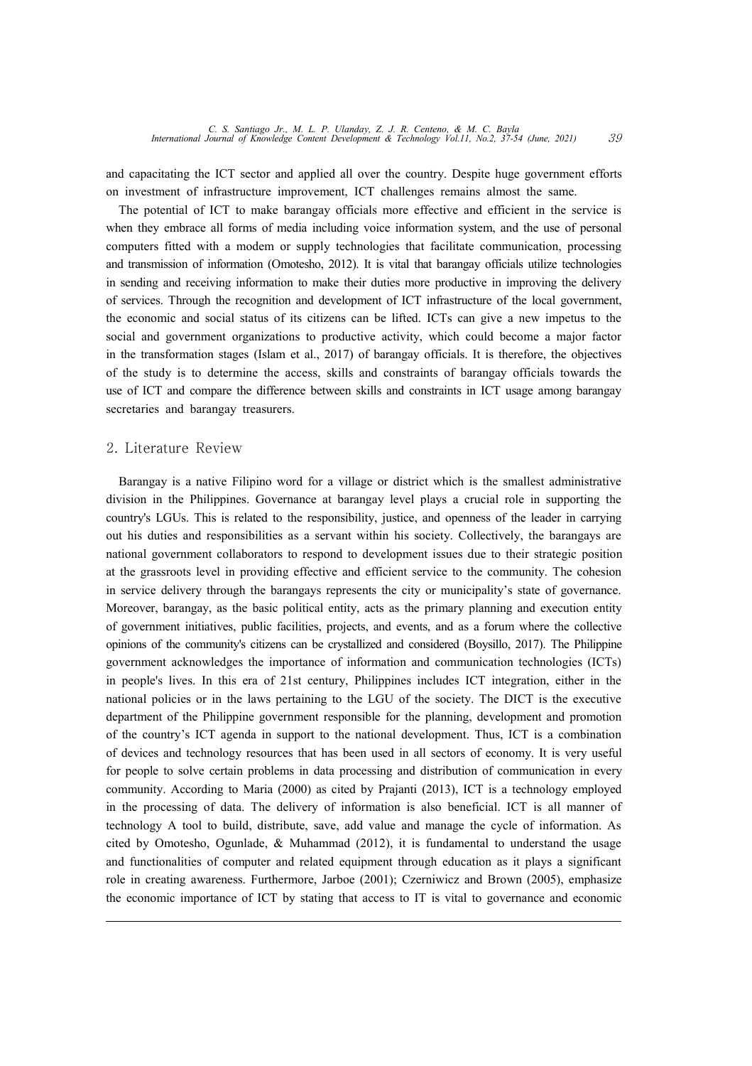and capacitating the ICT sector and applied all over the country. Despite huge government efforts on investment of infrastructure improvement, ICT challenges remains almost the same.

The potential of ICT to make barangay officials more effective and efficient in the service is when they embrace all forms of media including voice information system, and the use of personal computers fitted with a modem or supply technologies that facilitate communication, processing and transmission of information (Omotesho, 2012). It is vital that barangay officials utilize technologies in sending and receiving information to make their duties more productive in improving the delivery of services. Through the recognition and development of ICT infrastructure of the local government, the economic and social status of its citizens can be lifted. ICTs can give a new impetus to the social and government organizations to productive activity, which could become a major factor in the transformation stages (Islam et al., 2017) of barangay officials. It is therefore, the objectives of the study is to determine the access, skills and constraints of barangay officials towards the use of ICT and compare the difference between skills and constraints in ICT usage among barangay secretaries and barangay treasurers.

## 2. Literature Review

Barangay is a native Filipino word for a village or district which is the smallest administrative division in the Philippines. Governance at barangay level plays a crucial role in supporting the country's LGUs. This is related to the responsibility, justice, and openness of the leader in carrying out his duties and responsibilities as a servant within his society. Collectively, the barangays are national government collaborators to respond to development issues due to their strategic position at the grassroots level in providing effective and efficient service to the community. The cohesion in service delivery through the barangays represents the city or municipality's state of governance. Moreover, barangay, as the basic political entity, acts as the primary planning and execution entity of government initiatives, public facilities, projects, and events, and as a forum where the collective opinions of the community's citizens can be crystallized and considered (Boysillo, 2017). The Philippine government acknowledges the importance of information and communication technologies (ICTs) in people's lives. In this era of 21st century, Philippines includes ICT integration, either in the national policies or in the laws pertaining to the LGU of the society. The DICT is the executive department of the Philippine government responsible for the planning, development and promotion of the country's ICT agenda in support to the national development. Thus, ICT is a combination of devices and technology resources that has been used in all sectors of economy. It is very useful for people to solve certain problems in data processing and distribution of communication in every community. According to Maria (2000) as cited by Prajanti (2013), ICT is a technology employed in the processing of data. The delivery of information is also beneficial. ICT is all manner of technology A tool to build, distribute, save, add value and manage the cycle of information. As cited by Omotesho, Ogunlade, & Muhammad (2012), it is fundamental to understand the usage and functionalities of computer and related equipment through education as it plays a significant role in creating awareness. Furthermore, Jarboe (2001); Czerniwicz and Brown (2005), emphasize the economic importance of ICT by stating that access to IT is vital to governance and economic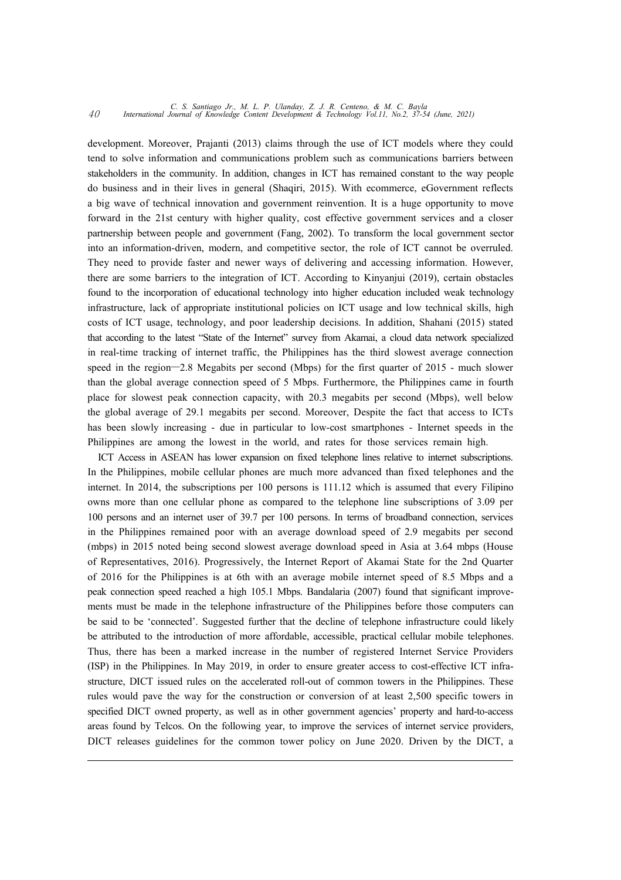development. Moreover, Prajanti (2013) claims through the use of ICT models where they could tend to solve information and communications problem such as communications barriers between stakeholders in the community. In addition, changes in ICT has remained constant to the way people do business and in their lives in general (Shaqiri, 2015). With ecommerce, eGovernment reflects a big wave of technical innovation and government reinvention. It is a huge opportunity to move forward in the 21st century with higher quality, cost effective government services and a closer partnership between people and government (Fang, 2002). To transform the local government sector into an information-driven, modern, and competitive sector, the role of ICT cannot be overruled. They need to provide faster and newer ways of delivering and accessing information. However, there are some barriers to the integration of ICT. According to Kinyanjui (2019), certain obstacles found to the incorporation of educational technology into higher education included weak technology infrastructure, lack of appropriate institutional policies on ICT usage and low technical skills, high costs of ICT usage, technology, and poor leadership decisions. In addition, Shahani (2015) stated that according to the latest "State of the Internet" survey from Akamai, a cloud data network specialized in real-time tracking of internet traffic, the Philippines has the third slowest average connection speed in the region─2.8 Megabits per second (Mbps) for the first quarter of 2015 - much slower than the global average connection speed of 5 Mbps. Furthermore, the Philippines came in fourth place for slowest peak connection capacity, with 20.3 megabits per second (Mbps), well below the global average of 29.1 megabits per second. Moreover, Despite the fact that access to ICTs has been slowly increasing - due in particular to low-cost smartphones - Internet speeds in the Philippines are among the lowest in the world, and rates for those services remain high.

ICT Access in ASEAN has lower expansion on fixed telephone lines relative to internet subscriptions. In the Philippines, mobile cellular phones are much more advanced than fixed telephones and the internet. In 2014, the subscriptions per 100 persons is 111.12 which is assumed that every Filipino owns more than one cellular phone as compared to the telephone line subscriptions of 3.09 per 100 persons and an internet user of 39.7 per 100 persons. In terms of broadband connection, services in the Philippines remained poor with an average download speed of 2.9 megabits per second (mbps) in 2015 noted being second slowest average download speed in Asia at 3.64 mbps (House of Representatives, 2016). Progressively, the Internet Report of Akamai State for the 2nd Quarter of 2016 for the Philippines is at 6th with an average mobile internet speed of 8.5 Mbps and a peak connection speed reached a high 105.1 Mbps. Bandalaria (2007) found that significant improvements must be made in the telephone infrastructure of the Philippines before those computers can be said to be 'connected'. Suggested further that the decline of telephone infrastructure could likely be attributed to the introduction of more affordable, accessible, practical cellular mobile telephones. Thus, there has been a marked increase in the number of registered Internet Service Providers (ISP) in the Philippines. In May 2019, in order to ensure greater access to cost-effective ICT infrastructure, DICT issued rules on the accelerated roll-out of common towers in the Philippines. These rules would pave the way for the construction or conversion of at least 2,500 specific towers in specified DICT owned property, as well as in other government agencies' property and hard-to-access areas found by Telcos. On the following year, to improve the services of internet service providers, DICT releases guidelines for the common tower policy on June 2020. Driven by the DICT, a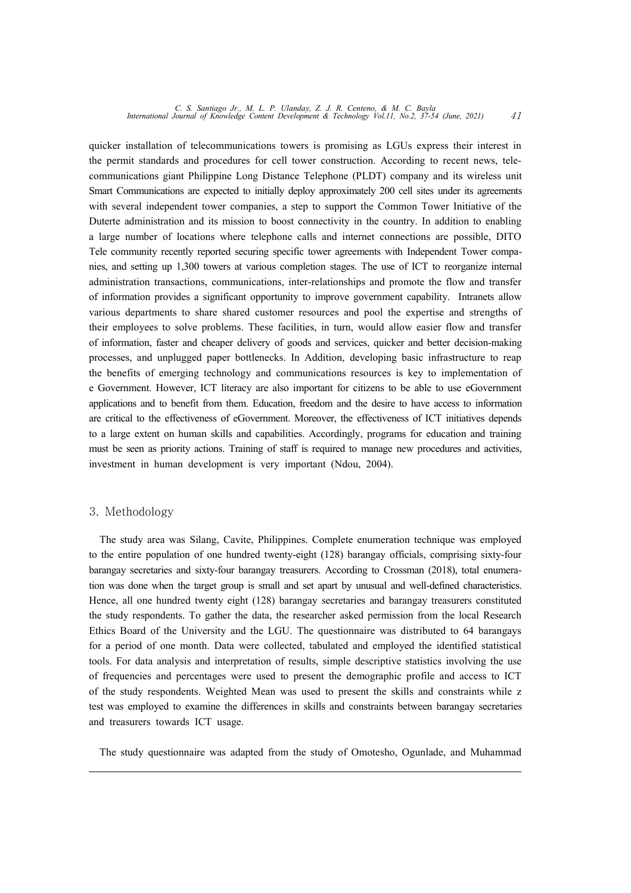quicker installation of telecommunications towers is promising as LGUs express their interest in the permit standards and procedures for cell tower construction. According to recent news, telecommunications giant Philippine Long Distance Telephone (PLDT) company and its wireless unit Smart Communications are expected to initially deploy approximately 200 cell sites under its agreements with several independent tower companies, a step to support the Common Tower Initiative of the Duterte administration and its mission to boost connectivity in the country. In addition to enabling a large number of locations where telephone calls and internet connections are possible, DITO Tele community recently reported securing specific tower agreements with Independent Tower companies, and setting up 1,300 towers at various completion stages. The use of ICT to reorganize internal administration transactions, communications, inter-relationships and promote the flow and transfer of information provides a significant opportunity to improve government capability. Intranets allow various departments to share shared customer resources and pool the expertise and strengths of their employees to solve problems. These facilities, in turn, would allow easier flow and transfer of information, faster and cheaper delivery of goods and services, quicker and better decision-making processes, and unplugged paper bottlenecks. In Addition, developing basic infrastructure to reap the benefits of emerging technology and communications resources is key to implementation of e Government. However, ICT literacy are also important for citizens to be able to use eGovernment applications and to benefit from them. Education, freedom and the desire to have access to information are critical to the effectiveness of eGovernment. Moreover, the effectiveness of ICT initiatives depends to a large extent on human skills and capabilities. Accordingly, programs for education and training must be seen as priority actions. Training of staff is required to manage new procedures and activities, investment in human development is very important (Ndou, 2004).

## 3. Methodology

The study area was Silang, Cavite, Philippines. Complete enumeration technique was employed to the entire population of one hundred twenty-eight (128) barangay officials, comprising sixty-four barangay secretaries and sixty-four barangay treasurers. According to Crossman (2018), total enumeration was done when the target group is small and set apart by unusual and well-defined characteristics. Hence, all one hundred twenty eight (128) barangay secretaries and barangay treasurers constituted the study respondents. To gather the data, the researcher asked permission from the local Research Ethics Board of the University and the LGU. The questionnaire was distributed to 64 barangays for a period of one month. Data were collected, tabulated and employed the identified statistical tools. For data analysis and interpretation of results, simple descriptive statistics involving the use of frequencies and percentages were used to present the demographic profile and access to ICT of the study respondents. Weighted Mean was used to present the skills and constraints while z test was employed to examine the differences in skills and constraints between barangay secretaries and treasurers towards ICT usage.

The study questionnaire was adapted from the study of Omotesho, Ogunlade, and Muhammad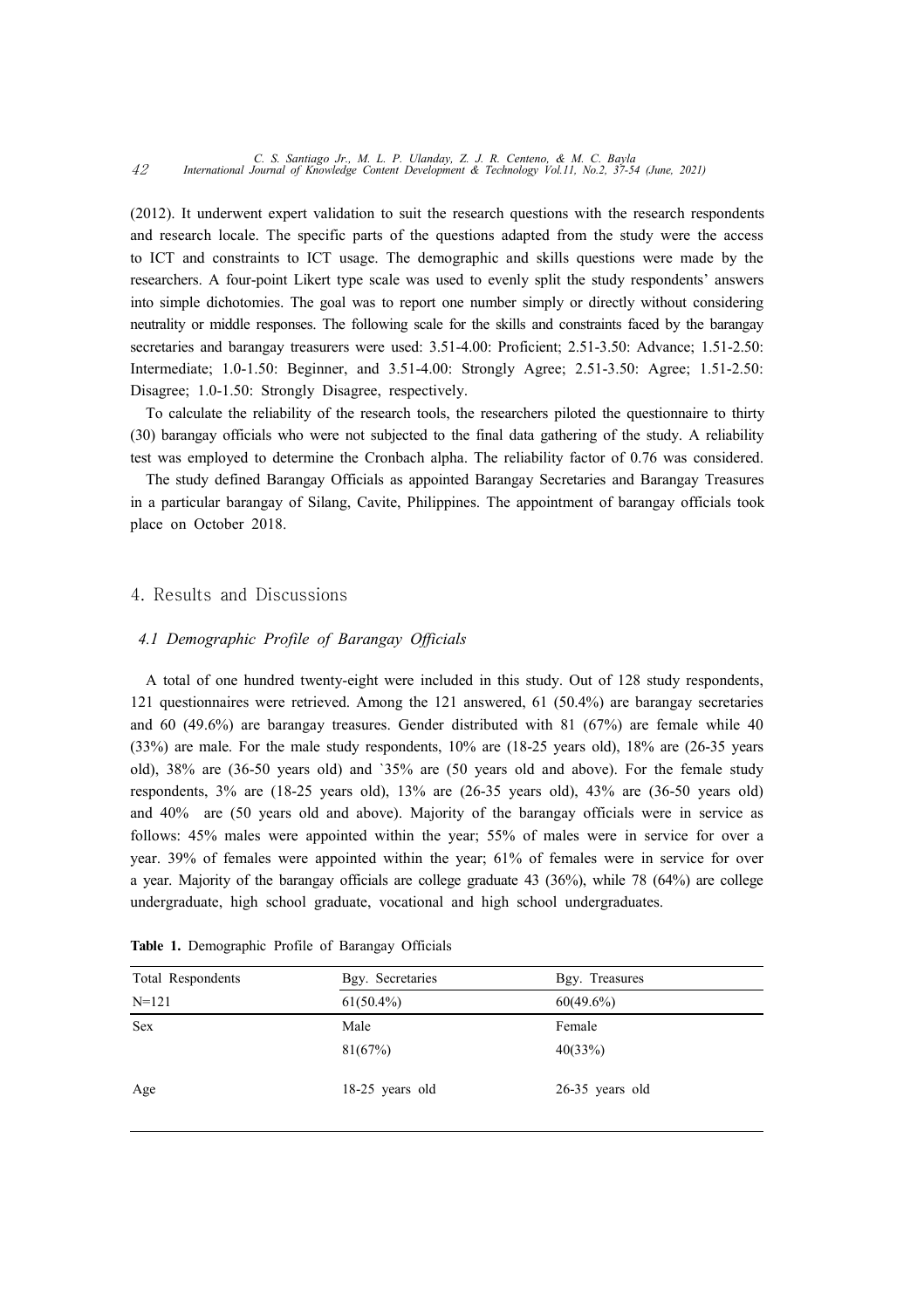(2012). It underwent expert validation to suit the research questions with the research respondents and research locale. The specific parts of the questions adapted from the study were the access to ICT and constraints to ICT usage. The demographic and skills questions were made by the researchers. A four-point Likert type scale was used to evenly split the study respondents' answers into simple dichotomies. The goal was to report one number simply or directly without considering neutrality or middle responses. The following scale for the skills and constraints faced by the barangay secretaries and barangay treasurers were used: 3.51-4.00: Proficient; 2.51-3.50: Advance; 1.51-2.50: Intermediate; 1.0-1.50: Beginner, and 3.51-4.00: Strongly Agree; 2.51-3.50: Agree; 1.51-2.50: Disagree; 1.0-1.50: Strongly Disagree, respectively.

To calculate the reliability of the research tools, the researchers piloted the questionnaire to thirty (30) barangay officials who were not subjected to the final data gathering of the study. A reliability test was employed to determine the Cronbach alpha. The reliability factor of 0.76 was considered.

The study defined Barangay Officials as appointed Barangay Secretaries and Barangay Treasures in a particular barangay of Silang, Cavite, Philippines. The appointment of barangay officials took place on October 2018.

## 4. Results and Discussions

### 4.1 Demographic Profile of Barangay Officials

A total of one hundred twenty-eight were included in this study. Out of 128 study respondents, 121 questionnaires were retrieved. Among the 121 answered, 61 (50.4%) are barangay secretaries and 60 (49.6%) are barangay treasures. Gender distributed with 81 (67%) are female while 40 (33%) are male. For the male study respondents, 10% are (18-25 years old), 18% are (26-35 years old), 38% are (36-50 years old) and `35% are (50 years old and above). For the female study respondents, 3% are (18-25 years old), 13% are (26-35 years old), 43% are (36-50 years old) and 40% are (50 years old and above). Majority of the barangay officials were in service as follows: 45% males were appointed within the year; 55% of males were in service for over a year. 39% of females were appointed within the year; 61% of females were in service for over a year. Majority of the barangay officials are college graduate 43 (36%), while 78 (64%) are college undergraduate, high school graduate, vocational and high school undergraduates.

**Table 1.** Demographic Profile of Barangay Officials

| Total Respondents | Bgy. Secretaries | Bgy. Treasures |
|---|---|---|
| N=121 | 61(50.4%) | 60(49.6%) |
| Sex | Male | Female |
| | 81(67%) | 40(33%) |
| Age | 18-25 years old | 26-35 years old |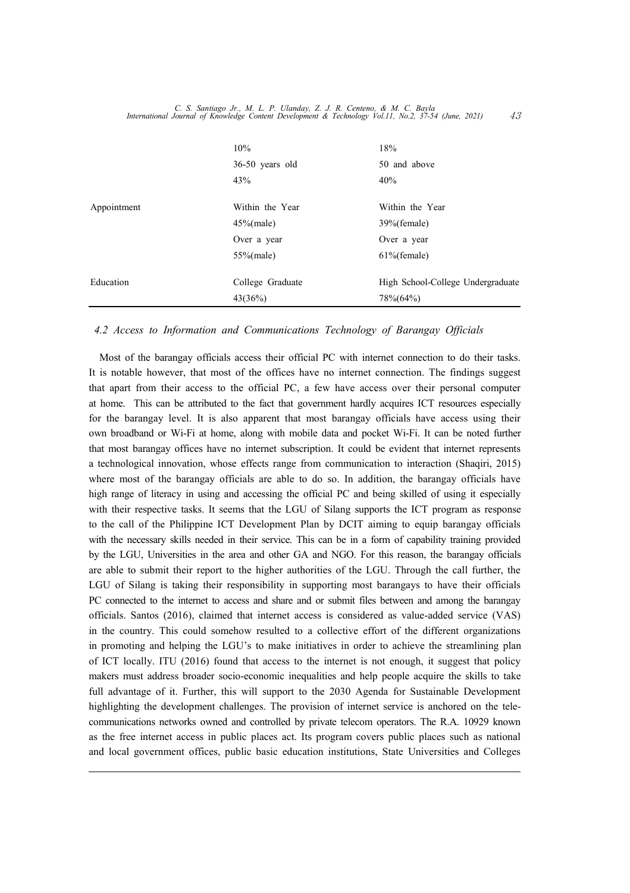| | | |
|---|---|---|
| | 10% | 18% |
| | 36-50 years old | 50 and above |
| | 43% | 40% |
| Appointment | Within the Year | Within the Year |
| | 45%(male) | 39%(female) |
| | Over a year | Over a year |
| | 55%(male) | 61%(female) |
| Education | College Graduate | High School-College Undergraduate |
| | 43(36%) | 78%(64%) |

### *4.2 Access to Information and Communications Technology of Barangay Officials*

Most of the barangay officials access their official PC with internet connection to do their tasks. It is notable however, that most of the offices have no internet connection. The findings suggest that apart from their access to the official PC, a few have access over their personal computer at home. This can be attributed to the fact that government hardly acquires ICT resources especially for the barangay level. It is also apparent that most barangay officials have access using their own broadband or Wi-Fi at home, along with mobile data and pocket Wi-Fi. It can be noted further that most barangay offices have no internet subscription. It could be evident that internet represents a technological innovation, whose effects range from communication to interaction (Shaqiri, 2015) where most of the barangay officials are able to do so. In addition, the barangay officials have high range of literacy in using and accessing the official PC and being skilled of using it especially with their respective tasks. It seems that the LGU of Silang supports the ICT program as response to the call of the Philippine ICT Development Plan by DCIT aiming to equip barangay officials with the necessary skills needed in their service. This can be in a form of capability training provided by the LGU, Universities in the area and other GA and NGO. For this reason, the barangay officials are able to submit their report to the higher authorities of the LGU. Through the call further, the LGU of Silang is taking their responsibility in supporting most barangays to have their officials PC connected to the internet to access and share and or submit files between and among the barangay officials. Santos (2016), claimed that internet access is considered as value-added service (VAS) in the country. This could somehow resulted to a collective effort of the different organizations in promoting and helping the LGU's to make initiatives in order to achieve the streamlining plan of ICT locally. ITU (2016) found that access to the internet is not enough, it suggest that policy makers must address broader socio-economic inequalities and help people acquire the skills to take full advantage of it. Further, this will support to the 2030 Agenda for Sustainable Development highlighting the development challenges. The provision of internet service is anchored on the telecommunications networks owned and controlled by private telecom operators. The R.A. 10929 known as the free internet access in public places act. Its program covers public places such as national and local government offices, public basic education institutions, State Universities and Colleges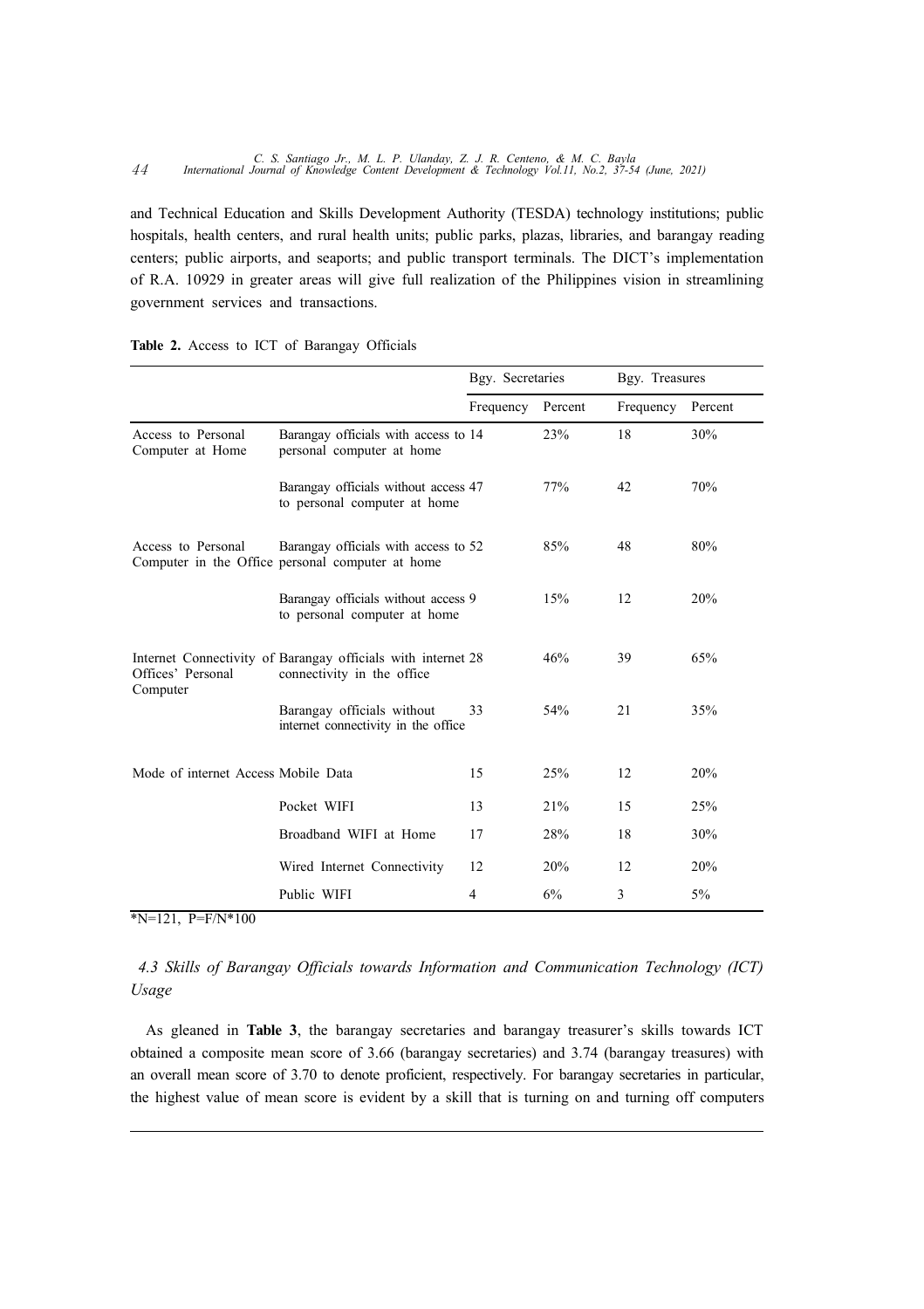and Technical Education and Skills Development Authority (TESDA) technology institutions; public hospitals, health centers, and rural health units; public parks, plazas, libraries, and barangay reading centers; public airports, and seaports; and public transport terminals. The DICT's implementation of R.A. 10929 in greater areas will give full realization of the Philippines vision in streamlining government services and transactions.

**Table 2.** Access to ICT of Barangay Officials

| | | Bgy. Secretaries | | Bgy. Treasures | |
|---|---|---|---|---|---|
| | | Frequency | Percent | Frequency | Percent |
| Access to Personal Computer at Home | Barangay officials with access to personal computer at home | 14 | 23% | 18 | 30% |
| | Barangay officials without access to personal computer at home | 47 | 77% | 42 | 70% |
| Access to Personal Computer in the Office | Barangay officials with access to personal computer at home | 52 | 85% | 48 | 80% |
| | Barangay officials without access to personal computer at home | 9 | 15% | 12 | 20% |
| Internet Connectivity of Offices' Personal Computer | Barangay officials with internet connectivity in the office | 28 | 46% | 39 | 65% |
| | Barangay officials without internet connectivity in the office | 33 | 54% | 21 | 35% |
| Mode of internet Access | Mobile Data | 15 | 25% | 12 | 20% |
| | Pocket WIFI | 13 | 21% | 15 | 25% |
| | Broadband WIFI at Home | 17 | 28% | 18 | 30% |
| | Wired Internet Connectivity | 12 | 20% | 12 | 20% |
| | Public WIFI | 4 | 6% | 3 | 5% |

*N=121, P=F/N*100

### *4.3 Skills of Barangay Officials towards Information and Communication Technology (ICT) Usage*

As gleaned in **Table 3**, the barangay secretaries and barangay treasurer's skills towards ICT obtained a composite mean score of 3.66 (barangay secretaries) and 3.74 (barangay treasures) with an overall mean score of 3.70 to denote proficient, respectively. For barangay secretaries in particular, the highest value of mean score is evident by a skill that is turning on and turning off computers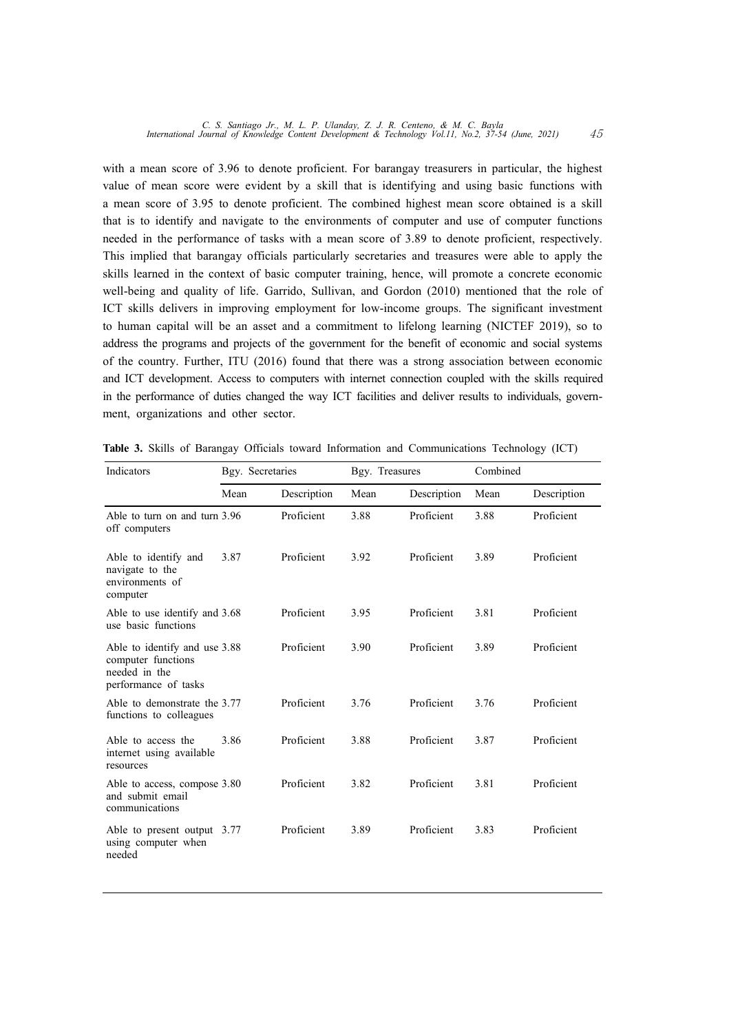with a mean score of 3.96 to denote proficient. For barangay treasurers in particular, the highest value of mean score were evident by a skill that is identifying and using basic functions with a mean score of 3.95 to denote proficient. The combined highest mean score obtained is a skill that is to identify and navigate to the environments of computer and use of computer functions needed in the performance of tasks with a mean score of 3.89 to denote proficient, respectively. This implied that barangay officials particularly secretaries and treasures were able to apply the skills learned in the context of basic computer training, hence, will promote a concrete economic well-being and quality of life. Garrido, Sullivan, and Gordon (2010) mentioned that the role of ICT skills delivers in improving employment for low-income groups. The significant investment to human capital will be an asset and a commitment to lifelong learning (NICTEF 2019), so to address the programs and projects of the government for the benefit of economic and social systems of the country. Further, ITU (2016) found that there was a strong association between economic and ICT development. Access to computers with internet connection coupled with the skills required in the performance of duties changed the way ICT facilities and deliver results to individuals, government, organizations and other sector.

**Table 3.** Skills of Barangay Officials toward Information and Communications Technology (ICT)

| Indicators | Bgy. Secretaries | | Bgy. Treasures | | Combined | |
|---|---|---|---|---|---|---|
| | Mean | Description | Mean | Description | Mean | Description |
| Able to turn on and turn off computers | 3.96 | Proficient | 3.88 | Proficient | 3.88 | Proficient |
| Able to identify and navigate to the environments of computer | 3.87 | Proficient | 3.92 | Proficient | 3.89 | Proficient |
| Able to use identify and use basic functions | 3.68 | Proficient | 3.95 | Proficient | 3.81 | Proficient |
| Able to identify and use computer functions needed in the performance of tasks | 3.88 | Proficient | 3.90 | Proficient | 3.89 | Proficient |
| Able to demonstrate the functions to colleagues | 3.77 | Proficient | 3.76 | Proficient | 3.76 | Proficient |
| Able to access the internet using available resources | 3.86 | Proficient | 3.88 | Proficient | 3.87 | Proficient |
| Able to access, compose and submit email communications | 3.80 | Proficient | 3.82 | Proficient | 3.81 | Proficient |
| Able to present output using computer when needed | 3.77 | Proficient | 3.89 | Proficient | 3.83 | Proficient |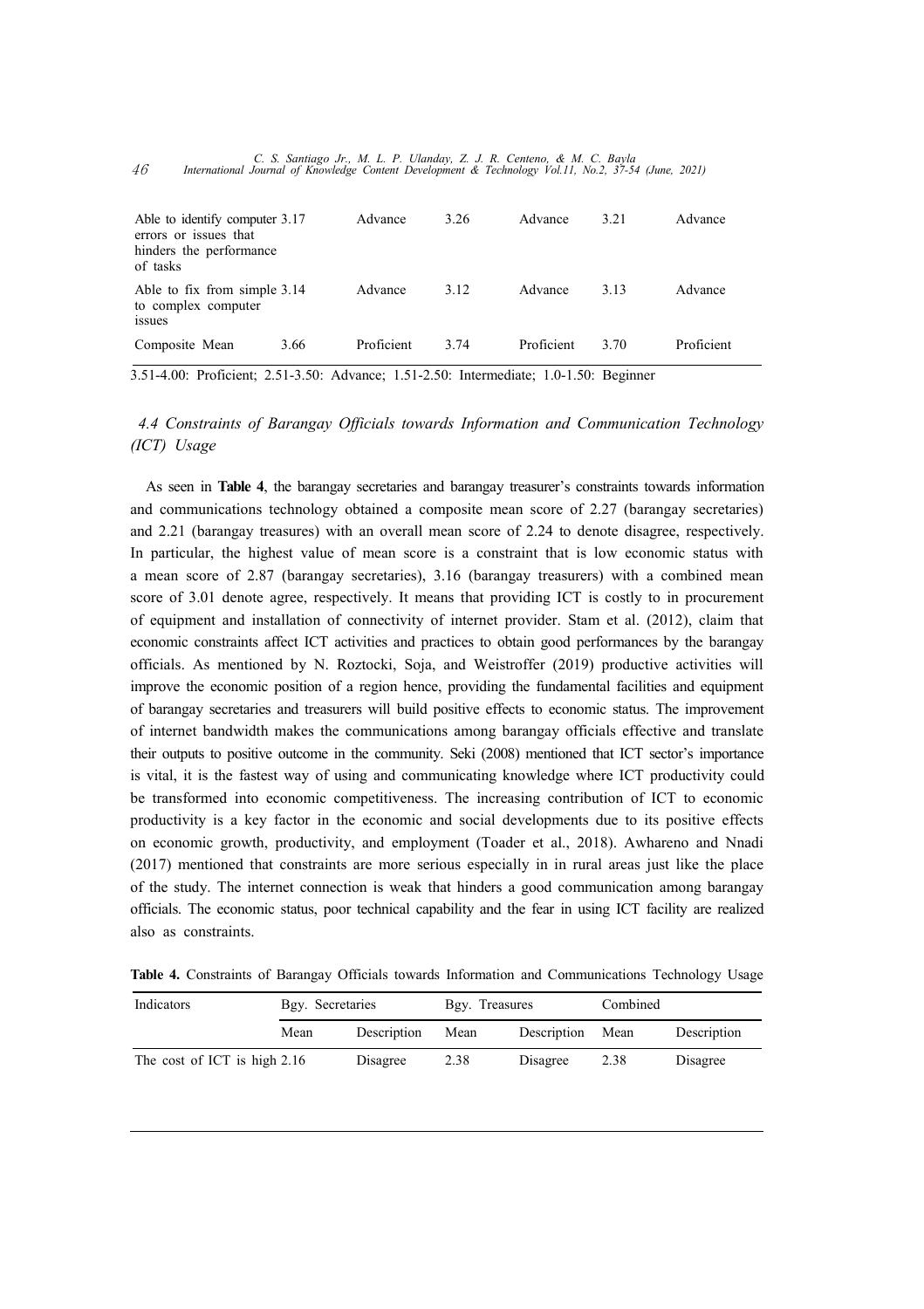| Able to identify computer errors or issues that hinders the performance of tasks | 3.17 | Advance | 3.26 | Advance | 3.21 | Advance |
|---|---|---|---|---|---|---|
| Able to fix from simple to complex computer issues | 3.14 | Advance | 3.12 | Advance | 3.13 | Advance |
| Composite Mean | 3.66 | Proficient | 3.74 | Proficient | 3.70 | Proficient |

3.51-4.00: Proficient; 2.51-3.50: Advance; 1.51-2.50: Intermediate; 1.0-1.50: Beginner

### *4.4 Constraints of Barangay Officials towards Information and Communication Technology (ICT) Usage*

As seen in **Table 4**, the barangay secretaries and barangay treasurer's constraints towards information and communications technology obtained a composite mean score of 2.27 (barangay secretaries) and 2.21 (barangay treasures) with an overall mean score of 2.24 to denote disagree, respectively. In particular, the highest value of mean score is a constraint that is low economic status with a mean score of 2.87 (barangay secretaries), 3.16 (barangay treasurers) with a combined mean score of 3.01 denote agree, respectively. It means that providing ICT is costly to in procurement of equipment and installation of connectivity of internet provider. Stam et al. (2012), claim that economic constraints affect ICT activities and practices to obtain good performances by the barangay officials. As mentioned by N. Roztocki, Soja, and Weistroffer (2019) productive activities will improve the economic position of a region hence, providing the fundamental facilities and equipment of barangay secretaries and treasurers will build positive effects to economic status. The improvement of internet bandwidth makes the communications among barangay officials effective and translate their outputs to positive outcome in the community. Seki (2008) mentioned that ICT sector's importance is vital, it is the fastest way of using and communicating knowledge where ICT productivity could be transformed into economic competitiveness. The increasing contribution of ICT to economic productivity is a key factor in the economic and social developments due to its positive effects on economic growth, productivity, and employment (Toader et al., 2018). Awhareno and Nnadi (2017) mentioned that constraints are more serious especially in in rural areas just like the place of the study. The internet connection is weak that hinders a good communication among barangay officials. The economic status, poor technical capability and the fear in using ICT facility are realized also as constraints.

**Table 4.** Constraints of Barangay Officials towards Information and Communications Technology Usage

| Indicators | Bgy. Secretaries | | Bgy. Treasures | | Combined | |
|---|---|---|---|---|---|---|
| | Mean | Description | Mean | Description | Mean | Description |
| The cost of ICT is high | 2.16 | Disagree | 2.38 | Disagree | 2.38 | Disagree |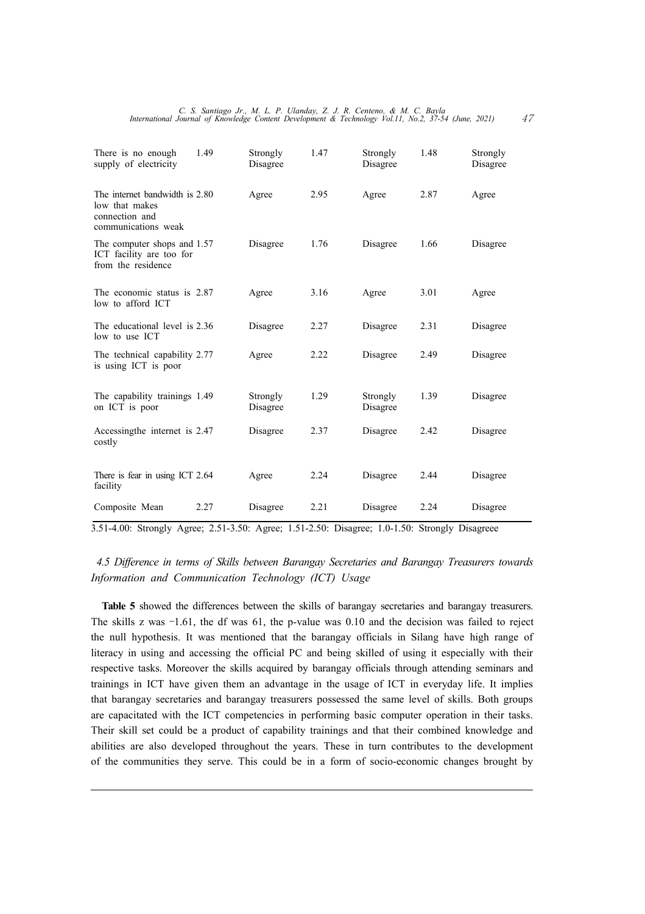| | | | | | | |
|---|---|---|---|---|---|---|
| There is no enough supply of electricity | 1.49 | Strongly Disagree | 1.47 | Strongly Disagree | 1.48 | Strongly Disagree |
| The internet bandwidth is low that makes connection and communications weak | 2.80 | Agree | 2.95 | Agree | 2.87 | Agree |
| The computer shops and ICT facility are too for from the residence | 1.57 | Disagree | 1.76 | Disagree | 1.66 | Disagree |
| The economic status is low to afford ICT | 2.87 | Agree | 3.16 | Agree | 3.01 | Agree |
| The educational level is low to use ICT | 2.36 | Disagree | 2.27 | Disagree | 2.31 | Disagree |
| The technical capability is using ICT is poor | 2.77 | Agree | 2.22 | Disagree | 2.49 | Disagree |
| The capability trainings on ICT is poor | 1.49 | Strongly Disagree | 1.29 | Strongly Disagree | 1.39 | Disagree |
| Accessingthe internet is costly | 2.47 | Disagree | 2.37 | Disagree | 2.42 | Disagree |
| There is fear in using ICT facility | 2.64 | Agree | 2.24 | Disagree | 2.44 | Disagree |
| Composite Mean | 2.27 | Disagree | 2.21 | Disagree | 2.24 | Disagree |

3.51-4.00: Strongly Agree; 2.51-3.50: Agree; 1.51-2.50: Disagree; 1.0-1.50: Strongly Disagreee

### *4.5 Difference in terms of Skills between Barangay Secretaries and Barangay Treasurers towards Information and Communication Technology (ICT) Usage*

**Table 5** showed the differences between the skills of barangay secretaries and barangay treasurers. The skills z was −1.61, the df was 61, the p-value was 0.10 and the decision was failed to reject the null hypothesis. It was mentioned that the barangay officials in Silang have high range of literacy in using and accessing the official PC and being skilled of using it especially with their respective tasks. Moreover the skills acquired by barangay officials through attending seminars and trainings in ICT have given them an advantage in the usage of ICT in everyday life. It implies that barangay secretaries and barangay treasurers possessed the same level of skills. Both groups are capacitated with the ICT competencies in performing basic computer operation in their tasks. Their skill set could be a product of capability trainings and that their combined knowledge and abilities are also developed throughout the years. These in turn contributes to the development of the communities they serve. This could be in a form of socio-economic changes brought by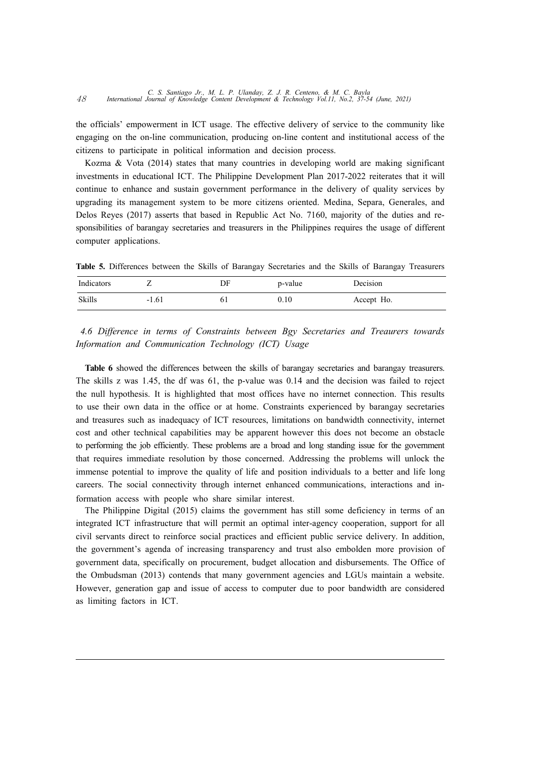the officials' empowerment in ICT usage. The effective delivery of service to the community like engaging on the on-line communication, producing on-line content and institutional access of the citizens to participate in political information and decision process.

Kozma & Vota (2014) states that many countries in developing world are making significant investments in educational ICT. The Philippine Development Plan 2017-2022 reiterates that it will continue to enhance and sustain government performance in the delivery of quality services by upgrading its management system to be more citizens oriented. Medina, Separa, Generales, and Delos Reyes (2017) asserts that based in Republic Act No. 7160, majority of the duties and responsibilities of barangay secretaries and treasurers in the Philippines requires the usage of different computer applications.

**Table 5.** Differences between the Skills of Barangay Secretaries and the Skills of Barangay Treasurers

| Indicators | Z | DF | p-value | Decision |
|---|---|---|---|---|
| Skills | -1.61 | 61 | 0.10 | Accept Ho. |

### *4.6 Difference in terms of Constraints between Bgy Secretaries and Treaurers towards Information and Communication Technology (ICT) Usage*

**Table 6** showed the differences between the skills of barangay secretaries and barangay treasurers. The skills z was 1.45, the df was 61, the p-value was 0.14 and the decision was failed to reject the null hypothesis. It is highlighted that most offices have no internet connection. This results to use their own data in the office or at home. Constraints experienced by barangay secretaries and treasures such as inadequacy of ICT resources, limitations on bandwidth connectivity, internet cost and other technical capabilities may be apparent however this does not become an obstacle to performing the job efficiently. These problems are a broad and long standing issue for the government that requires immediate resolution by those concerned. Addressing the problems will unlock the immense potential to improve the quality of life and position individuals to a better and life long careers. The social connectivity through internet enhanced communications, interactions and information access with people who share similar interest.

The Philippine Digital (2015) claims the government has still some deficiency in terms of an integrated ICT infrastructure that will permit an optimal inter-agency cooperation, support for all civil servants direct to reinforce social practices and efficient public service delivery. In addition, the government's agenda of increasing transparency and trust also embolden more provision of government data, specifically on procurement, budget allocation and disbursements. The Office of the Ombudsman (2013) contends that many government agencies and LGUs maintain a website. However, generation gap and issue of access to computer due to poor bandwidth are considered as limiting factors in ICT.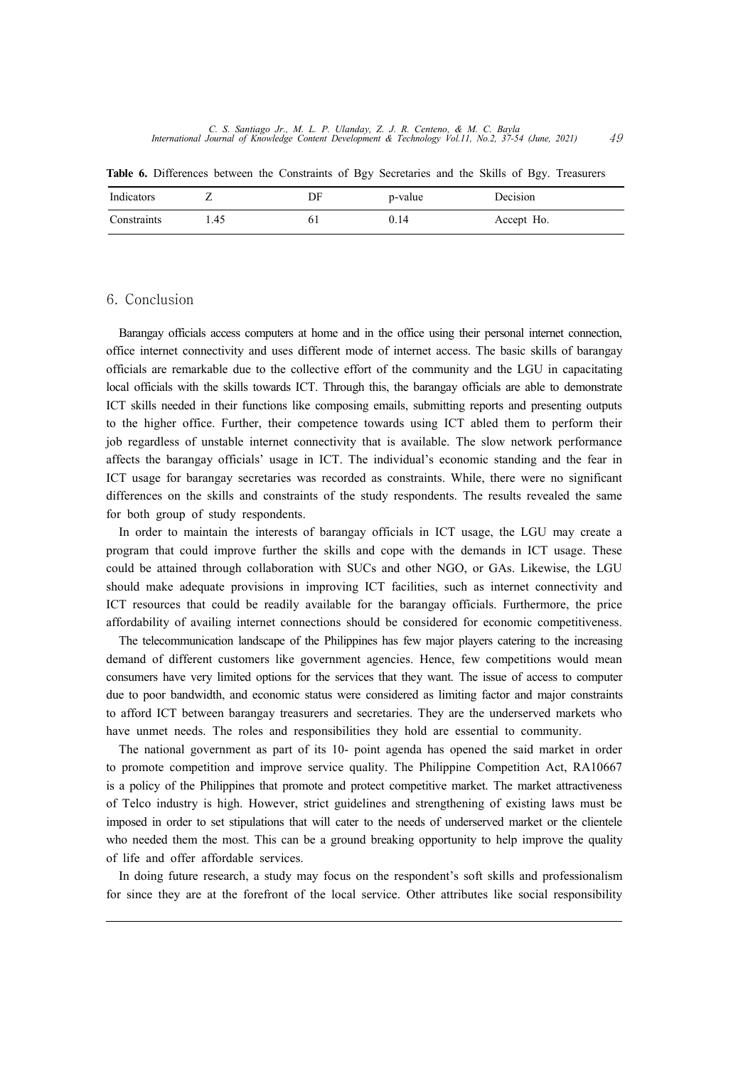**Table 6.** Differences between the Constraints of Bgy Secretaries and the Skills of Bgy. Treasurers

| Indicators | Z | DF | p-value | Decision |
|---|---|---|---|---|
| Constraints | 1.45 | 61 | 0.14 | Accept Ho. |

## 6. Conclusion

Barangay officials access computers at home and in the office using their personal internet connection, office internet connectivity and uses different mode of internet access. The basic skills of barangay officials are remarkable due to the collective effort of the community and the LGU in capacitating local officials with the skills towards ICT. Through this, the barangay officials are able to demonstrate ICT skills needed in their functions like composing emails, submitting reports and presenting outputs to the higher office. Further, their competence towards using ICT abled them to perform their job regardless of unstable internet connectivity that is available. The slow network performance affects the barangay officials' usage in ICT. The individual's economic standing and the fear in ICT usage for barangay secretaries was recorded as constraints. While, there were no significant differences on the skills and constraints of the study respondents. The results revealed the same for both group of study respondents.

In order to maintain the interests of barangay officials in ICT usage, the LGU may create a program that could improve further the skills and cope with the demands in ICT usage. These could be attained through collaboration with SUCs and other NGO, or GAs. Likewise, the LGU should make adequate provisions in improving ICT facilities, such as internet connectivity and ICT resources that could be readily available for the barangay officials. Furthermore, the price affordability of availing internet connections should be considered for economic competitiveness.

The telecommunication landscape of the Philippines has few major players catering to the increasing demand of different customers like government agencies. Hence, few competitions would mean consumers have very limited options for the services that they want. The issue of access to computer due to poor bandwidth, and economic status were considered as limiting factor and major constraints to afford ICT between barangay treasurers and secretaries. They are the underserved markets who have unmet needs. The roles and responsibilities they hold are essential to community.

The national government as part of its 10- point agenda has opened the said market in order to promote competition and improve service quality. The Philippine Competition Act, RA10667 is a policy of the Philippines that promote and protect competitive market. The market attractiveness of Telco industry is high. However, strict guidelines and strengthening of existing laws must be imposed in order to set stipulations that will cater to the needs of underserved market or the clientele who needed them the most. This can be a ground breaking opportunity to help improve the quality of life and offer affordable services.

In doing future research, a study may focus on the respondent's soft skills and professionalism for since they are at the forefront of the local service. Other attributes like social responsibility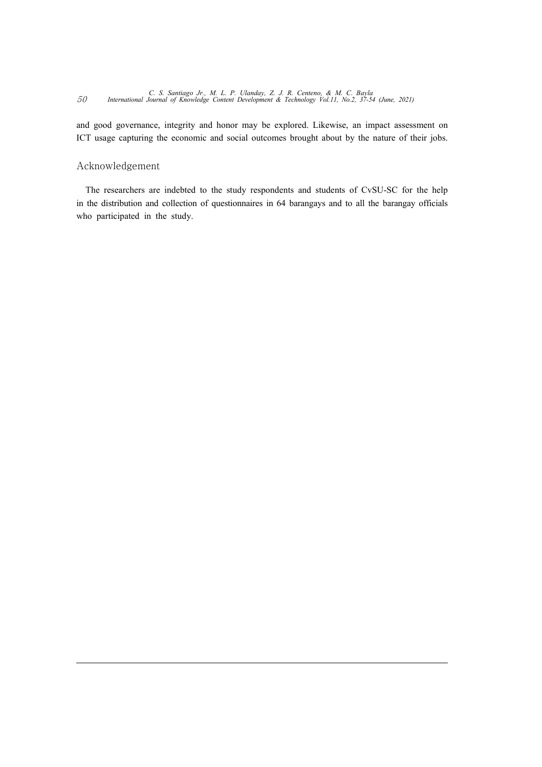and good governance, integrity and honor may be explored. Likewise, an impact assessment on ICT usage capturing the economic and social outcomes brought about by the nature of their jobs.

## Acknowledgement

The researchers are indebted to the study respondents and students of CvSU-SC for the help in the distribution and collection of questionnaires in 64 barangays and to all the barangay officials who participated in the study.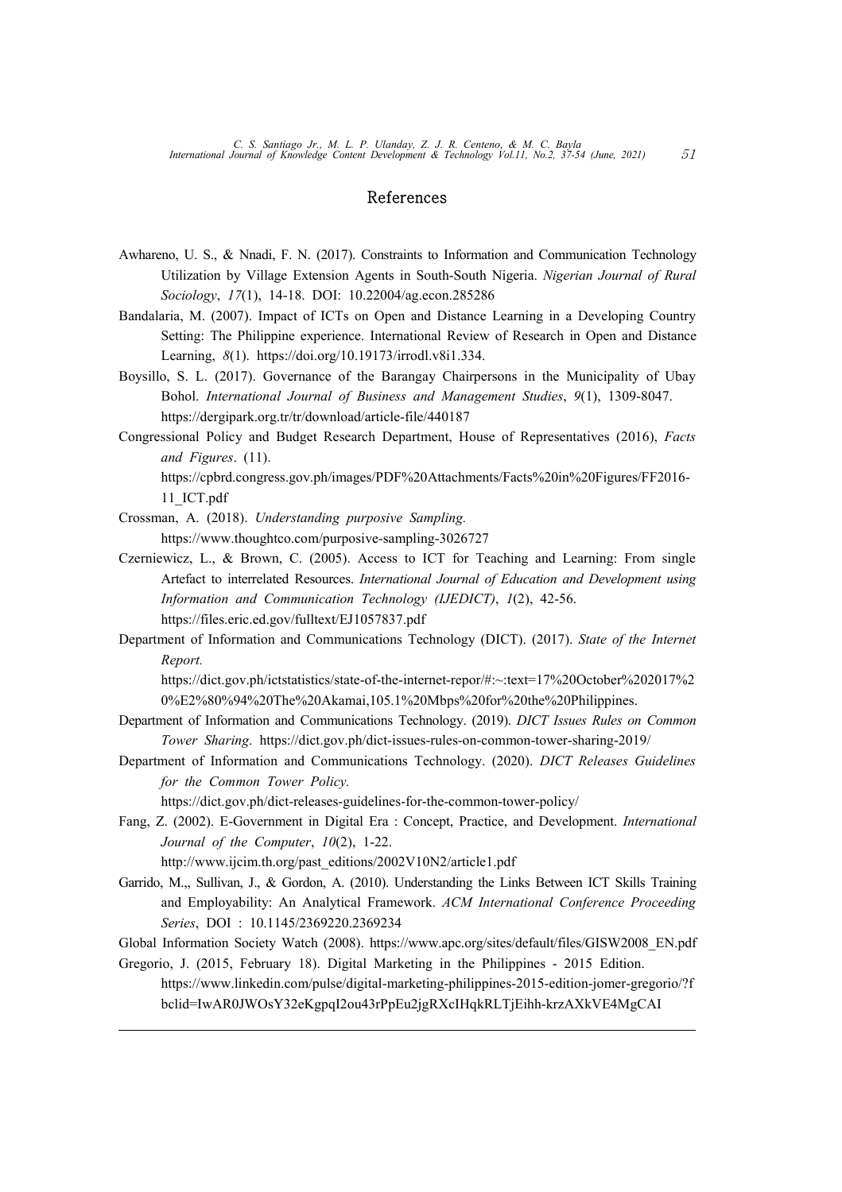# References

Awhareno, U. S., & Nnadi, F. N. (2017). Constraints to Information and Communication Technology Utilization by Village Extension Agents in South-South Nigeria. *Nigerian Journal of Rural Sociology*, *17*(1), 14-18. DOI: 10.22004/ag.econ.285286

Bandalaria, M. (2007). Impact of ICTs on Open and Distance Learning in a Developing Country Setting: The Philippine experience. International Review of Research in Open and Distance Learning, *8*(1). https://doi.org/10.19173/irrodl.v8i1.334.

Boysillo, S. L. (2017). Governance of the Barangay Chairpersons in the Municipality of Ubay Bohol. *International Journal of Business and Management Studies*, *9*(1), 1309-8047. https://dergipark.org.tr/tr/download/article-file/440187

Congressional Policy and Budget Research Department, House of Representatives (2016), *Facts and Figures*. (11). https://cpbrd.congress.gov.ph/images/PDF%20Attachments/Facts%20in%20Figures/FF2016-11_ICT.pdf

Crossman, A. (2018). *Understanding purposive Sampling.* https://www.thoughtco.com/purposive-sampling-3026727

Czerniewicz, L., & Brown, C. (2005). Access to ICT for Teaching and Learning: From single Artefact to interrelated Resources. *International Journal of Education and Development using Information and Communication Technology (IJEDICT)*, *1*(2), 42-56. https://files.eric.ed.gov/fulltext/EJ1057837.pdf

Department of Information and Communications Technology (DICT). (2017). *State of the Internet Report.* https://dict.gov.ph/ictstatistics/state-of-the-internet-repor/#:~:text=17%20October%202017%20%E2%80%94%20The%20Akamai,105.1%20Mbps%20for%20the%20Philippines.

Department of Information and Communications Technology. (2019). *DICT Issues Rules on Common Tower Sharing.* https://dict.gov.ph/dict-issues-rules-on-common-tower-sharing-2019/

Department of Information and Communications Technology. (2020). *DICT Releases Guidelines for the Common Tower Policy.* https://dict.gov.ph/dict-releases-guidelines-for-the-common-tower-policy/

Fang, Z. (2002). E-Government in Digital Era : Concept, Practice, and Development. *International Journal of the Computer*, *10*(2), 1-22. http://www.ijcim.th.org/past_editions/2002V10N2/article1.pdf

Garrido, M.,, Sullivan, J., & Gordon, A. (2010). Understanding the Links Between ICT Skills Training and Employability: An Analytical Framework. *ACM International Conference Proceeding Series*, DOI : 10.1145/2369220.2369234

Global Information Society Watch (2008). https://www.apc.org/sites/default/files/GISW2008_EN.pdf

Gregorio, J. (2015, February 18). Digital Marketing in the Philippines - 2015 Edition. https://www.linkedin.com/pulse/digital-marketing-philippines-2015-edition-jomer-gregorio/?fbclid=IwAR0JWOsY32eKgpqI2ou43rPpEu2jgRXcIHqkRLTjEihh-krzAXkVE4MgCAI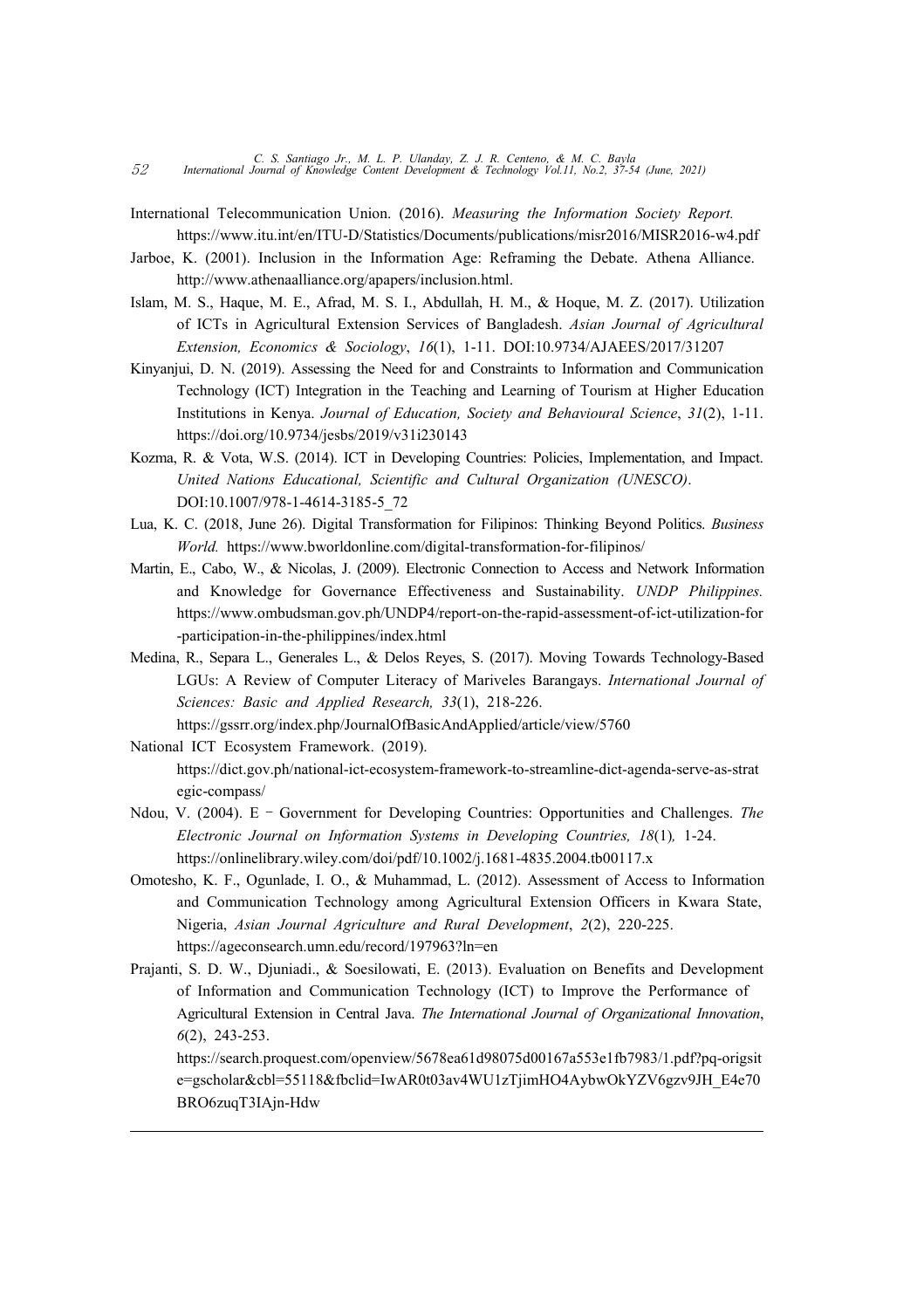International Telecommunication Union. (2016). *Measuring the Information Society Report.* https://www.itu.int/en/ITU-D/Statistics/Documents/publications/misr2016/MISR2016-w4.pdf

Jarboe, K. (2001). Inclusion in the Information Age: Reframing the Debate. Athena Alliance. http://www.athenaalliance.org/apapers/inclusion.html.

Islam, M. S., Haque, M. E., Afrad, M. S. I., Abdullah, H. M., & Hoque, M. Z. (2017). Utilization of ICTs in Agricultural Extension Services of Bangladesh. *Asian Journal of Agricultural Extension, Economics & Sociology*, *16*(1), 1-11. DOI:10.9734/AJAEES/2017/31207

Kinyanjui, D. N. (2019). Assessing the Need for and Constraints to Information and Communication Technology (ICT) Integration in the Teaching and Learning of Tourism at Higher Education Institutions in Kenya. *Journal of Education, Society and Behavioural Science*, *31*(2), 1-11. https://doi.org/10.9734/jesbs/2019/v31i230143

Kozma, R. & Vota, W.S. (2014). ICT in Developing Countries: Policies, Implementation, and Impact. *United Nations Educational, Scientific and Cultural Organization (UNESCO)*. DOI:10.1007/978-1-4614-3185-5_72

Lua, K. C. (2018, June 26). Digital Transformation for Filipinos: Thinking Beyond Politics. *Business World.* https://www.bworldonline.com/digital-transformation-for-filipinos/

Martin, E., Cabo, W., & Nicolas, J. (2009). Electronic Connection to Access and Network Information and Knowledge for Governance Effectiveness and Sustainability. *UNDP Philippines.* https://www.ombudsman.gov.ph/UNDP4/report-on-the-rapid-assessment-of-ict-utilization-for-participation-in-the-philippines/index.html

Medina, R., Separa L., Generales L., & Delos Reyes, S. (2017). Moving Towards Technology-Based LGUs: A Review of Computer Literacy of Mariveles Barangays. *International Journal of Sciences: Basic and Applied Research, 33*(1), 218-226. https://gssrr.org/index.php/JournalOfBasicAndApplied/article/view/5760

National ICT Ecosystem Framework. (2019). https://dict.gov.ph/national-ict-ecosystem-framework-to-streamline-dict-agenda-serve-as-strategic-compass/

Ndou, V. (2004). E – Government for Developing Countries: Opportunities and Challenges. *The Electronic Journal on Information Systems in Developing Countries, 18*(1), 1-24. https://onlinelibrary.wiley.com/doi/pdf/10.1002/j.1681-4835.2004.tb00117.x

Omotesho, K. F., Ogunlade, I. O., & Muhammad, L. (2012). Assessment of Access to Information and Communication Technology among Agricultural Extension Officers in Kwara State, Nigeria, *Asian Journal Agriculture and Rural Development*, *2*(2), 220-225. https://ageconsearch.umn.edu/record/197963?ln=en

Prajanti, S. D. W., Djuniadi., & Soesilowati, E. (2013). Evaluation on Benefits and Development of Information and Communication Technology (ICT) to Improve the Performance of Agricultural Extension in Central Java. *The International Journal of Organizational Innovation*, *6*(2), 243-253. https://search.proquest.com/openview/5678ea61d98075d00167a553e1fb7983/1.pdf?pq-origsite=gscholar&cbl=55118&fbclid=IwAR0t03av4WU1zTjimHO4AybwOkYZV6gzv9JH_E4e70BRO6zuqT3IAjn-Hdw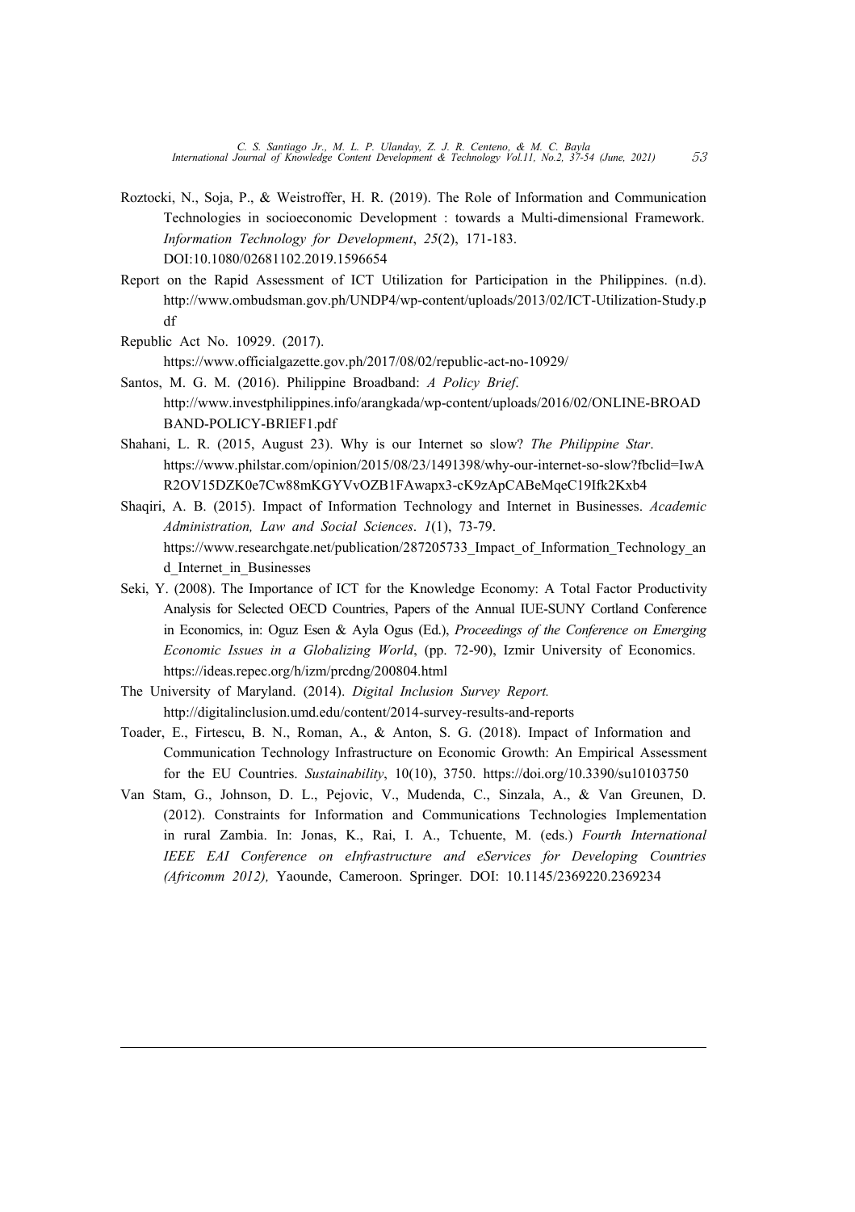Roztocki, N., Soja, P., & Weistroffer, H. R. (2019). The Role of Information and Communication Technologies in socioeconomic Development : towards a Multi-dimensional Framework. *Information Technology for Development*, *25*(2), 171-183. DOI:10.1080/02681102.2019.1596654

Report on the Rapid Assessment of ICT Utilization for Participation in the Philippines. (n.d). http://www.ombudsman.gov.ph/UNDP4/wp-content/uploads/2013/02/ICT-Utilization-Study.pdf

Republic Act No. 10929. (2017). https://www.officialgazette.gov.ph/2017/08/02/republic-act-no-10929/

Santos, M. G. M. (2016). Philippine Broadband: *A Policy Brief*. http://www.investphilippines.info/arangkada/wp-content/uploads/2016/02/ONLINE-BROADBAND-POLICY-BRIEF1.pdf

Shahani, L. R. (2015, August 23). Why is our Internet so slow? *The Philippine Star*. https://www.philstar.com/opinion/2015/08/23/1491398/why-our-internet-so-slow?fbclid=IwAR2OV15DZK0e7Cw88mKGYVvOZB1FAwapx3-cK9zApCABeMqeC19Ifk2Kxb4

Shaqiri, A. B. (2015). Impact of Information Technology and Internet in Businesses. *Academic Administration, Law and Social Sciences*. *1*(1), 73-79. https://www.researchgate.net/publication/287205733_Impact_of_Information_Technology_and_Internet_in_Businesses

Seki, Y. (2008). The Importance of ICT for the Knowledge Economy: A Total Factor Productivity Analysis for Selected OECD Countries, Papers of the Annual IUE-SUNY Cortland Conference in Economics, in: Oguz Esen & Ayla Ogus (Ed.), *Proceedings of the Conference on Emerging Economic Issues in a Globalizing World*, (pp. 72-90), Izmir University of Economics. https://ideas.repec.org/h/izm/prcdng/200804.html

The University of Maryland. (2014). *Digital Inclusion Survey Report.* http://digitalinclusion.umd.edu/content/2014-survey-results-and-reports

Toader, E., Firtescu, B. N., Roman, A., & Anton, S. G. (2018). Impact of Information and Communication Technology Infrastructure on Economic Growth: An Empirical Assessment for the EU Countries. *Sustainability*, 10(10), 3750. https://doi.org/10.3390/su10103750

Van Stam, G., Johnson, D. L., Pejovic, V., Mudenda, C., Sinzala, A., & Van Greunen, D. (2012). Constraints for Information and Communications Technologies Implementation in rural Zambia. In: Jonas, K., Rai, I. A., Tchuente, M. (eds.) *Fourth International IEEE EAI Conference on eInfrastructure and eServices for Developing Countries (Africomm 2012),* Yaounde, Cameroon. Springer. DOI: 10.1145/2369220.2369234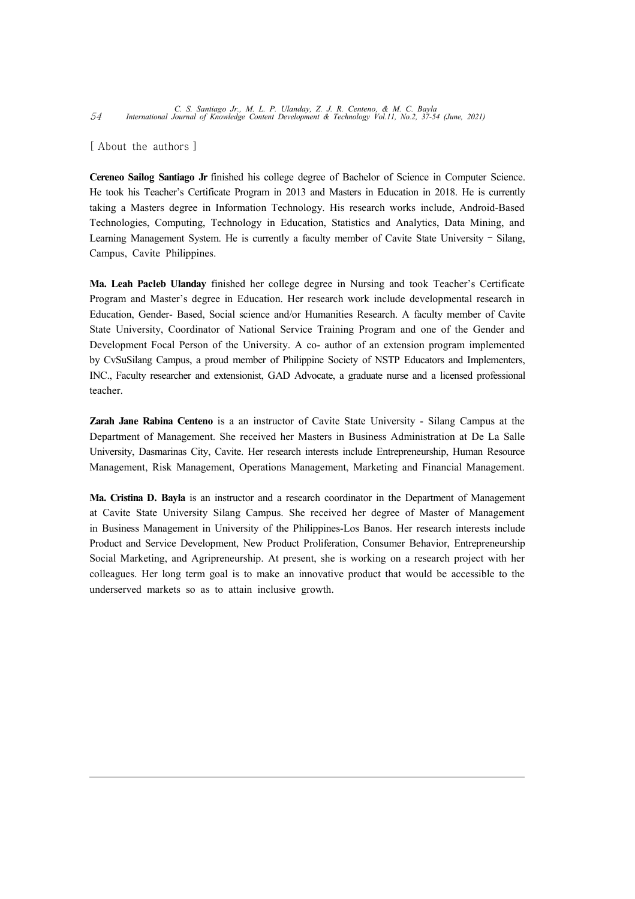[ About the authors ]

**Cereneo Sailog Santiago Jr** finished his college degree of Bachelor of Science in Computer Science. He took his Teacher's Certificate Program in 2013 and Masters in Education in 2018. He is currently taking a Masters degree in Information Technology. His research works include, Android-Based Technologies, Computing, Technology in Education, Statistics and Analytics, Data Mining, and Learning Management System. He is currently a faculty member of Cavite State University – Silang, Campus, Cavite Philippines.

**Ma. Leah Pacleb Ulanday** finished her college degree in Nursing and took Teacher's Certificate Program and Master's degree in Education. Her research work include developmental research in Education, Gender- Based, Social science and/or Humanities Research. A faculty member of Cavite State University, Coordinator of National Service Training Program and one of the Gender and Development Focal Person of the University. A co- author of an extension program implemented by CvSuSilang Campus, a proud member of Philippine Society of NSTP Educators and Implementers, INC., Faculty researcher and extensionist, GAD Advocate, a graduate nurse and a licensed professional teacher.

**Zarah Jane Rabina Centeno** is a an instructor of Cavite State University - Silang Campus at the Department of Management. She received her Masters in Business Administration at De La Salle University, Dasmarinas City, Cavite. Her research interests include Entrepreneurship, Human Resource Management, Risk Management, Operations Management, Marketing and Financial Management.

**Ma. Cristina D. Bayla** is an instructor and a research coordinator in the Department of Management at Cavite State University Silang Campus. She received her degree of Master of Management in Business Management in University of the Philippines-Los Banos. Her research interests include Product and Service Development, New Product Proliferation, Consumer Behavior, Entrepreneurship Social Marketing, and Agripreneurship. At present, she is working on a research project with her colleagues. Her long term goal is to make an innovative product that would be accessible to the underserved markets so as to attain inclusive growth.